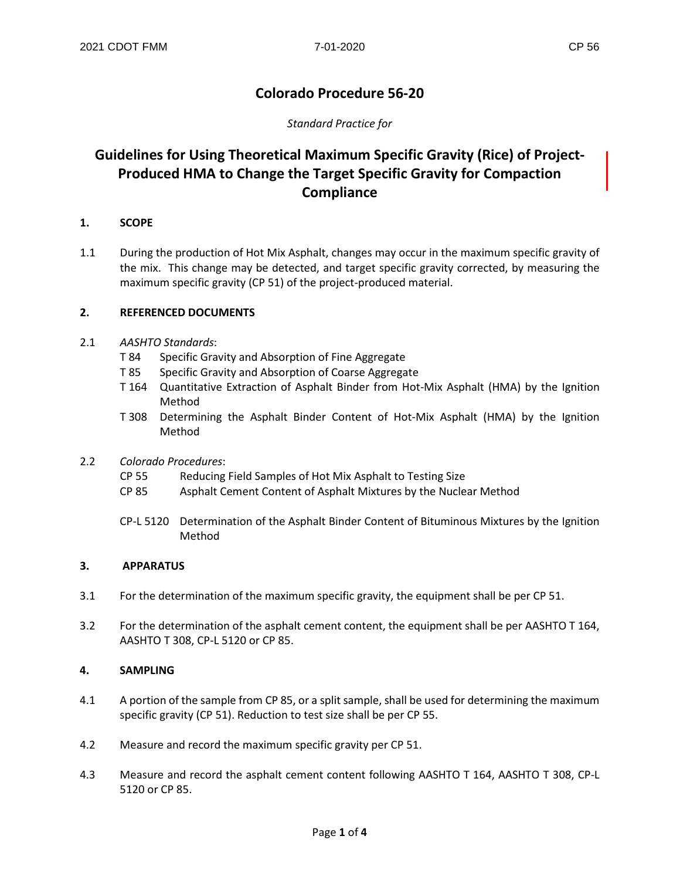# Colorado Procedure 56-20

*Standard Practice for*

# Guidelines for Using Theoretical Maximum Specific Gravity (Rice) of Project-Produced HMA to Change the Target Specific Gravity for Compaction Compliance

## 1. SCOPE

1.1 During the production of Hot Mix Asphalt, changes may occur in the maximum specific gravity of the mix. This change may be detected, and target specific gravity corrected, by measuring the maximum specific gravity (CP 51) of the project-produced material.

## 2. REFERENCED DOCUMENTS

2.1 *AASHTO Standards*:

- T 84 Specific Gravity and Absorption of Fine Aggregate
- T 85 Specific Gravity and Absorption of Coarse Aggregate
- T 164 Quantitative Extraction of Asphalt Binder from Hot-Mix Asphalt (HMA) by the Ignition Method
- T 308 Determining the Asphalt Binder Content of Hot-Mix Asphalt (HMA) by the Ignition Method

2.2 *Colorado Procedures*:

- CP 55 Reducing Field Samples of Hot Mix Asphalt to Testing Size
- CP 85 Asphalt Cement Content of Asphalt Mixtures by the Nuclear Method
- CP-L 5120 Determination of the Asphalt Binder Content of Bituminous Mixtures by the Ignition Method

## 3. APPARATUS

3.1 For the determination of the maximum specific gravity, the equipment shall be per CP 51.

3.2 For the determination of the asphalt cement content, the equipment shall be per AASHTO T 164, AASHTO T 308, CP-L 5120 or CP 85.

## 4. SAMPLING

4.1 A portion of the sample from CP 85, or a split sample, shall be used for determining the maximum specific gravity (CP 51). Reduction to test size shall be per CP 55.

4.2 Measure and record the maximum specific gravity per CP 51.

4.3 Measure and record the asphalt cement content following AASHTO T 164, AASHTO T 308, CP-L 5120 or CP 85.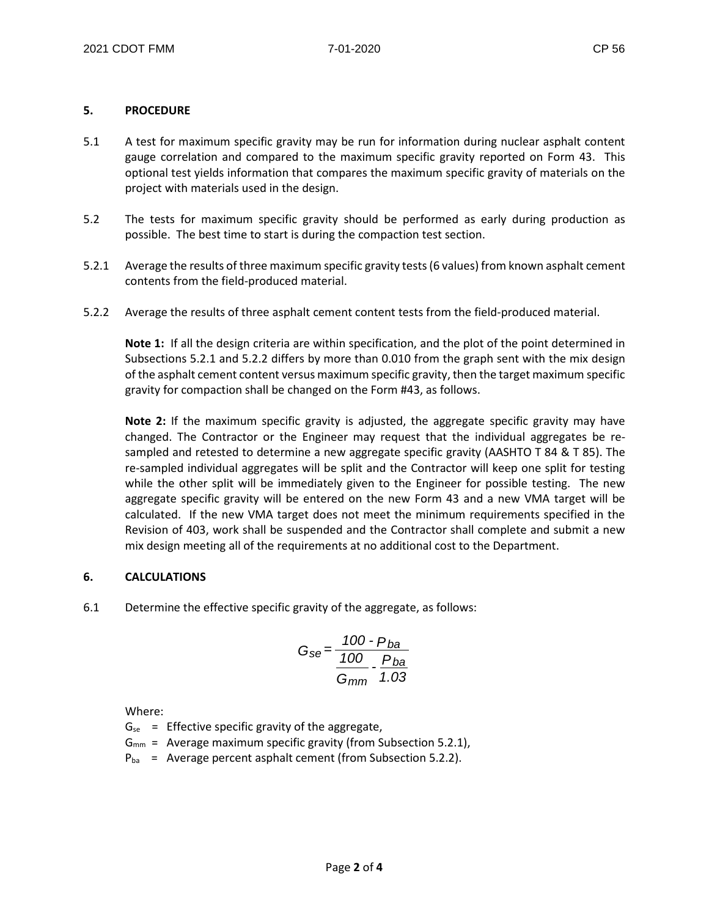## 5. PROCEDURE

5.1 A test for maximum specific gravity may be run for information during nuclear asphalt content gauge correlation and compared to the maximum specific gravity reported on Form 43. This optional test yields information that compares the maximum specific gravity of materials on the project with materials used in the design.

5.2 The tests for maximum specific gravity should be performed as early during production as possible. The best time to start is during the compaction test section.

5.2.1 Average the results of three maximum specific gravity tests (6 values) from known asphalt cement contents from the field-produced material.

5.2.2 Average the results of three asphalt cement content tests from the field-produced material.

**Note 1:** If all the design criteria are within specification, and the plot of the point determined in Subsections 5.2.1 and 5.2.2 differs by more than 0.010 from the graph sent with the mix design of the asphalt cement content versus maximum specific gravity, then the target maximum specific gravity for compaction shall be changed on the Form #43, as follows.

**Note 2:** If the maximum specific gravity is adjusted, the aggregate specific gravity may have changed. The Contractor or the Engineer may request that the individual aggregates be re-sampled and retested to determine a new aggregate specific gravity (AASHTO T 84 & T 85). The re-sampled individual aggregates will be split and the Contractor will keep one split for testing while the other split will be immediately given to the Engineer for possible testing. The new aggregate specific gravity will be entered on the new Form 43 and a new VMA target will be calculated. If the new VMA target does not meet the minimum requirements specified in the Revision of 403, work shall be suspended and the Contractor shall complete and submit a new mix design meeting all of the requirements at no additional cost to the Department.

## 6. CALCULATIONS

6.1 Determine the effective specific gravity of the aggregate, as follows:

$$G_{se} = \frac{100 - P_{ba}}{\frac{100}{G_{mm}} - \frac{P_{ba}}{1.03}}$$

Where:

$G_{se}$ = Effective specific gravity of the aggregate,

$G_{mm}$ = Average maximum specific gravity (from Subsection 5.2.1),

$P_{ba}$ = Average percent asphalt cement (from Subsection 5.2.2).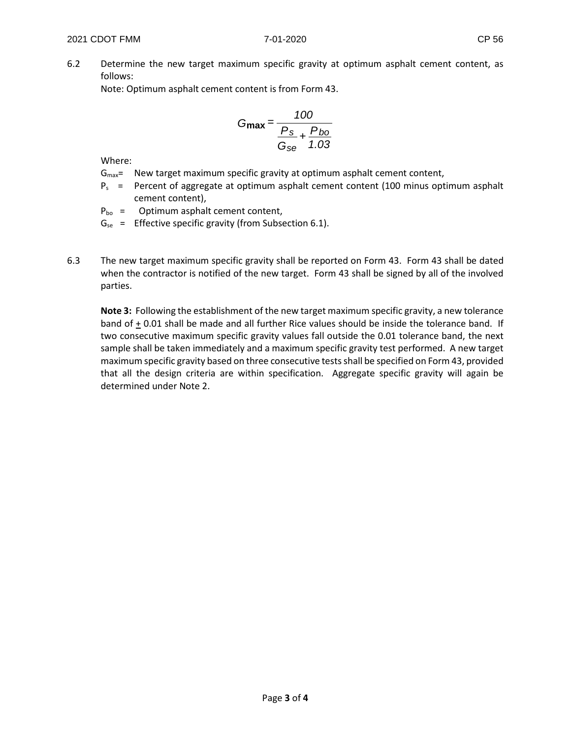6.2 Determine the new target maximum specific gravity at optimum asphalt cement content, as follows:

Note: Optimum asphalt cement content is from Form 43.

$$G_{max} = \frac{100}{\frac{P_s}{G_{se}} + \frac{P_{bo}}{1.03}}$$

Where:

- $G_{max}$ = New target maximum specific gravity at optimum asphalt cement content,
- $P_s$ = Percent of aggregate at optimum asphalt cement content (100 minus optimum asphalt cement content),
- $P_{bo}$ = Optimum asphalt cement content,
- $G_{se}$ = Effective specific gravity (from Subsection 6.1).

6.3 The new target maximum specific gravity shall be reported on Form 43. Form 43 shall be dated when the contractor is notified of the new target. Form 43 shall be signed by all of the involved parties.

**Note 3:** Following the establishment of the new target maximum specific gravity, a new tolerance band of ± 0.01 shall be made and all further Rice values should be inside the tolerance band. If two consecutive maximum specific gravity values fall outside the 0.01 tolerance band, the next sample shall be taken immediately and a maximum specific gravity test performed. A new target maximum specific gravity based on three consecutive tests shall be specified on Form 43, provided that all the design criteria are within specification. Aggregate specific gravity will again be determined under Note 2.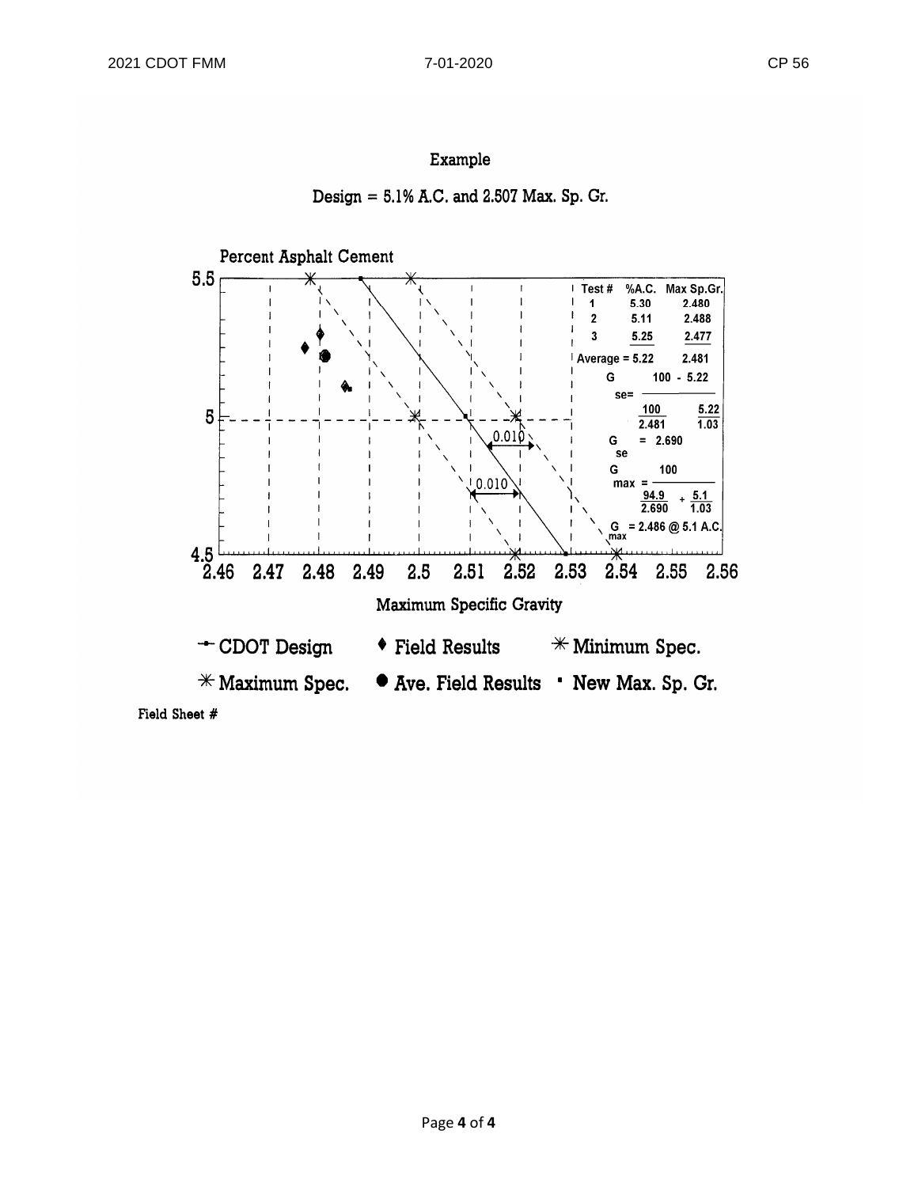Example

Design = 5.1% A.C. and 2.507 Max. Sp. Gr.

Percent Asphalt Cement

5.5

5

4.5

2.46 2.47 2.48 2.49 2.5 2.51 2.52 2.53 2.54 2.55 2.56

Maximum Specific Gravity

0.010

0.010

| Test # | %A.C. | Max Sp.Gr. |
|---|---|---|
| 1 | 5.30 | 2.480 |
| 2 | 5.11 | 2.488 |
| 3 | 5.25 | 2.477 |
| Average = | 5.22 | 2.481 |

$$G_{se} = \frac{100 - 5.22}{\frac{100}{2.481} - \frac{5.22}{1.03}}$$

$$G_{se} = 2.690$$

$$G_{max} = \frac{100}{\frac{94.9}{2.690} + \frac{5.1}{1.03}}$$

$$G_{max} = 2.486 \text{ @ } 5.1 \text{ A.C.}$$

CDOT Design

Field Results

Minimum Spec.

Maximum Spec.

Ave. Field Results

New Max. Sp. Gr.

Field Sheet #